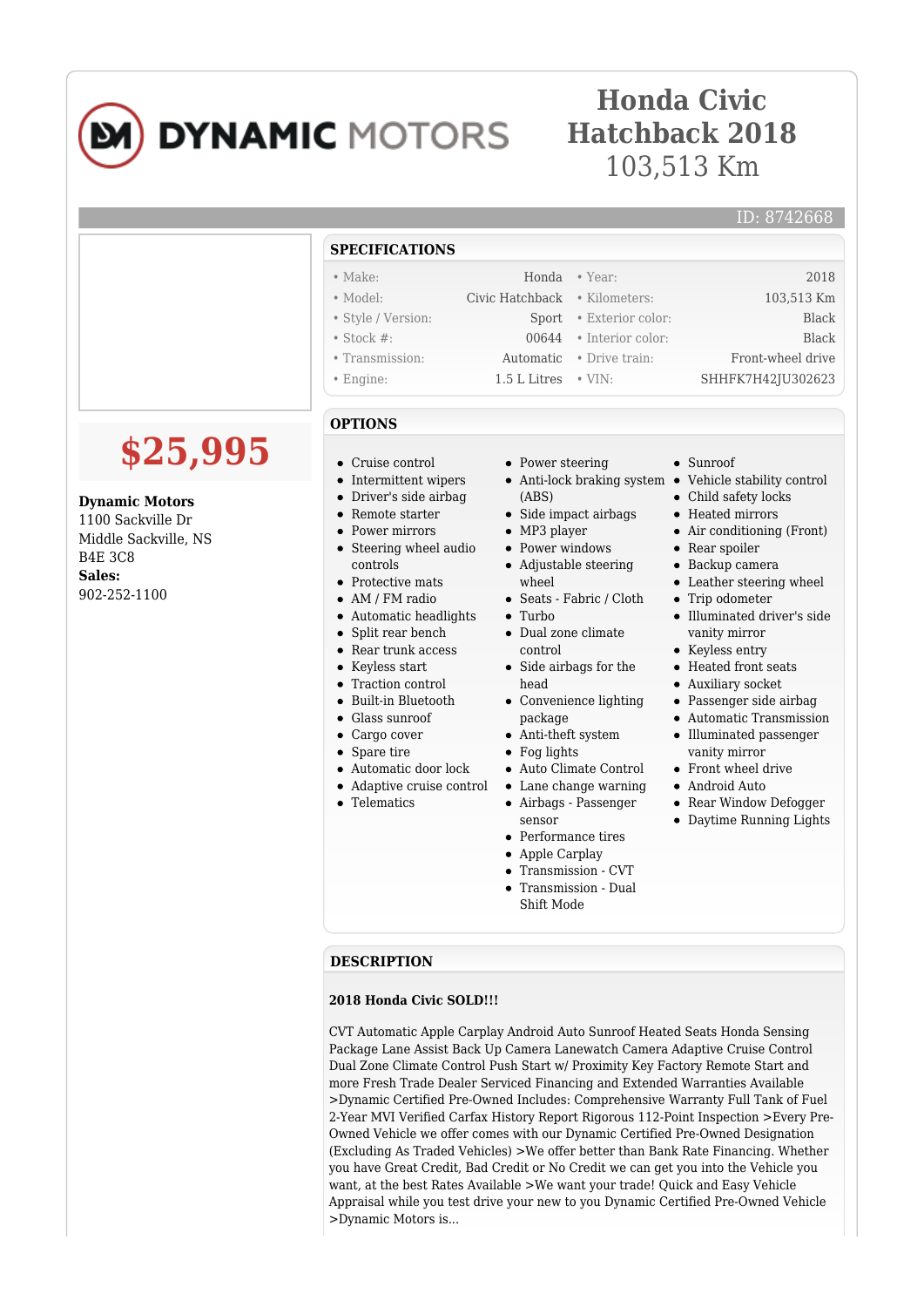# Honda Civic Hatchback 2018

103,513 Km

ID: 8742668

## SPECIFICATIONS

| | | | |
|---|---|---|---|
| Make: | Honda | Year: | 2018 |
| Model: | Civic Hatchback | Kilometers: | 103,513 Km |
| Style / Version: | Sport | Exterior color: | Black |
| Stock #: | 00644 | Interior color: | Black |
| Transmission: | Automatic | Drive train: | Front-wheel drive |
| Engine: | 1.5 L Litres | VIN: | SHHFK7H42JU302623 |

**$25,995**

**Dynamic Motors**
1100 Sackville Dr
Middle Sackville, NS
B4E 3C8
**Sales:**
902-252-1100

## OPTIONS

- Cruise control
- Intermittent wipers
- Driver's side airbag
- Remote starter
- Power mirrors
- Steering wheel audio controls
- Protective mats
- AM / FM radio
- Automatic headlights
- Split rear bench
- Rear trunk access
- Keyless start
- Traction control
- Built-in Bluetooth
- Glass sunroof
- Cargo cover
- Spare tire
- Automatic door lock
- Adaptive cruise control
- Telematics
- Power steering
- Anti-lock braking system (ABS)
- Side impact airbags
- MP3 player
- Power windows
- Adjustable steering wheel
- Seats - Fabric / Cloth
- Turbo
- Dual zone climate control
- Side airbags for the head
- Convenience lighting package
- Anti-theft system
- Fog lights
- Auto Climate Control
- Lane change warning
- Airbags - Passenger sensor
- Performance tires
- Apple Carplay
- Transmission - CVT
- Transmission - Dual Shift Mode
- Sunroof
- Vehicle stability control
- Child safety locks
- Heated mirrors
- Air conditioning (Front)
- Rear spoiler
- Backup camera
- Leather steering wheel
- Trip odometer
- Illuminated driver's side vanity mirror
- Keyless entry
- Heated front seats
- Auxiliary socket
- Passenger side airbag
- Automatic Transmission
- Illuminated passenger vanity mirror
- Front wheel drive
- Android Auto
- Rear Window Defogger
- Daytime Running Lights

## DESCRIPTION

**2018 Honda Civic SOLD!!!**

CVT Automatic Apple Carplay Android Auto Sunroof Heated Seats Honda Sensing Package Lane Assist Back Up Camera Lanewatch Camera Adaptive Cruise Control Dual Zone Climate Control Push Start w/ Proximity Key Factory Remote Start and more Fresh Trade Dealer Serviced Financing and Extended Warranties Available >Dynamic Certified Pre-Owned Includes: Comprehensive Warranty Full Tank of Fuel 2-Year MVI Verified Carfax History Report Rigorous 112-Point Inspection >Every Pre-Owned Vehicle we offer comes with our Dynamic Certified Pre-Owned Designation (Excluding As Traded Vehicles) >We offer better than Bank Rate Financing. Whether you have Great Credit, Bad Credit or No Credit we can get you into the Vehicle you want, at the best Rates Available >We want your trade! Quick and Easy Vehicle Appraisal while you test drive your new to you Dynamic Certified Pre-Owned Vehicle >Dynamic Motors is...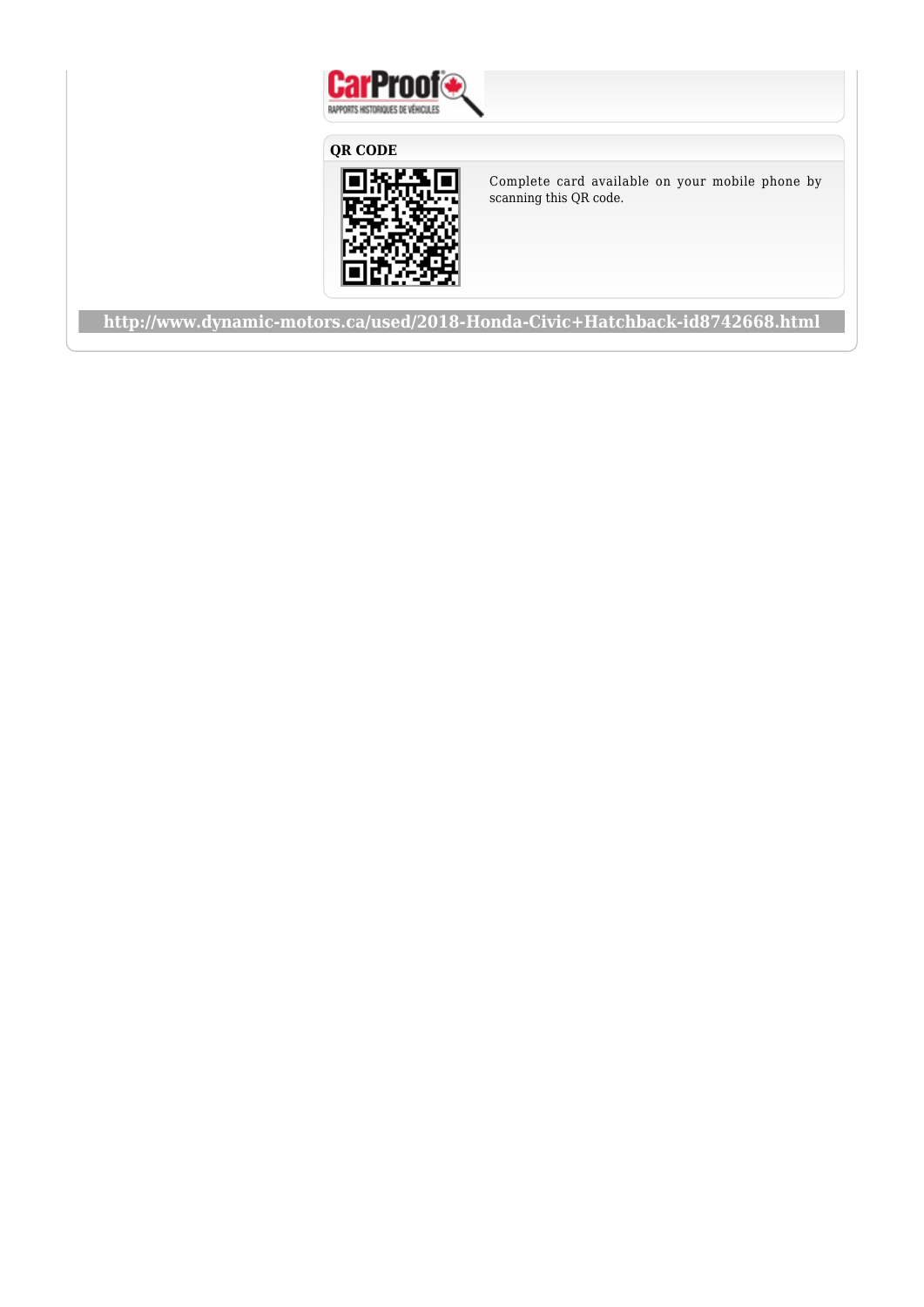CarProof
RAPPORTS HISTORIQUES DE VÉHICULES

**QR CODE**

Complete card available on your mobile phone by scanning this QR code.

**http://www.dynamic-motors.ca/used/2018-Honda-Civic+Hatchback-id8742668.html**